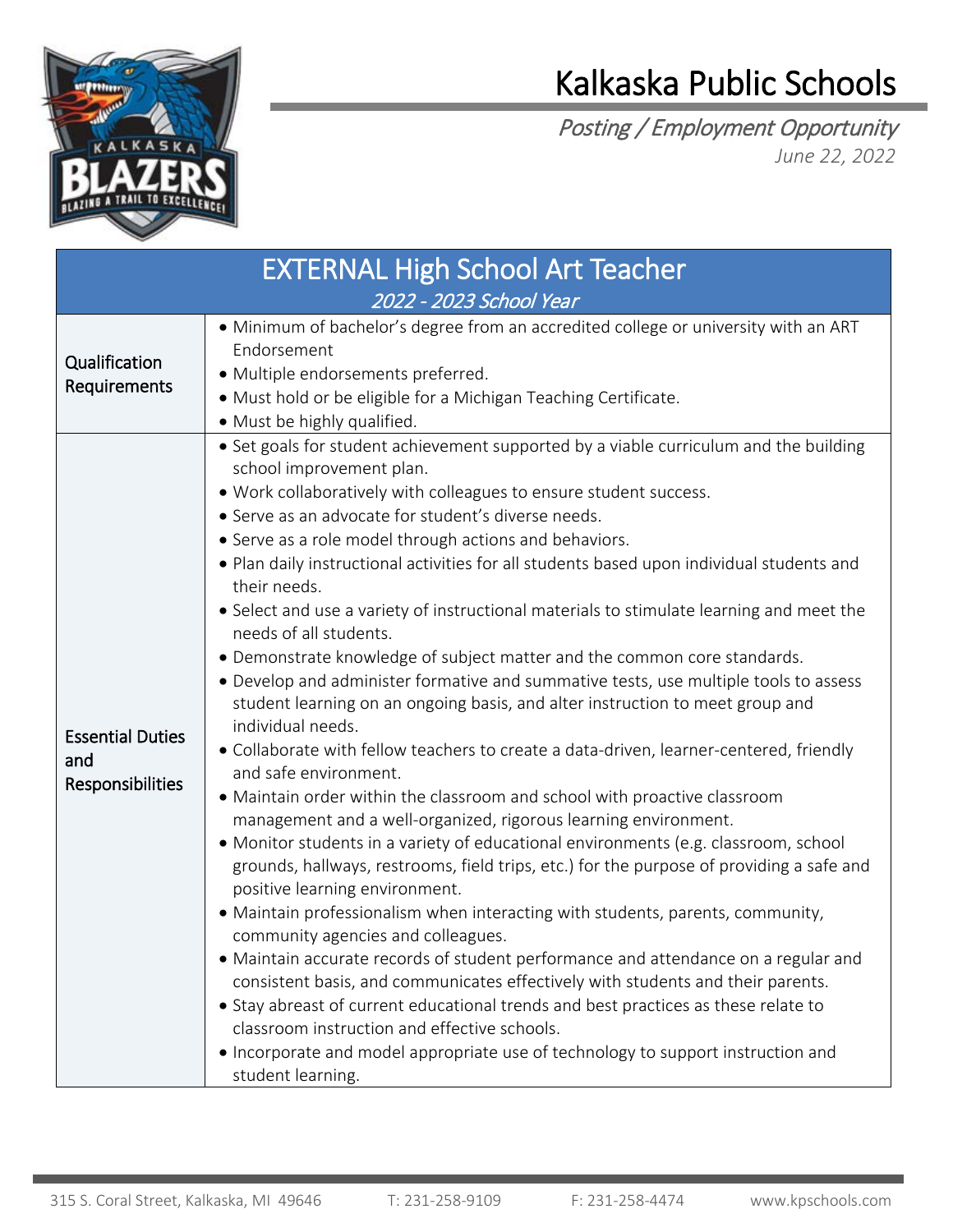# Kalkaska Public Schools

*Posting / Employment Opportunity*

*June 22, 2022*

## EXTERNAL High School Art Teacher

*2022 - 2023 School Year*

| | |
|---|---|
| Qualification Requirements | • Minimum of bachelor's degree from an accredited college or university with an ART Endorsement<br>• Multiple endorsements preferred.<br>• Must hold or be eligible for a Michigan Teaching Certificate.<br>• Must be highly qualified. |
| Essential Duties and Responsibilities | • Set goals for student achievement supported by a viable curriculum and the building school improvement plan.<br>• Work collaboratively with colleagues to ensure student success.<br>• Serve as an advocate for student's diverse needs.<br>• Serve as a role model through actions and behaviors.<br>• Plan daily instructional activities for all students based upon individual students and their needs.<br>• Select and use a variety of instructional materials to stimulate learning and meet the needs of all students.<br>• Demonstrate knowledge of subject matter and the common core standards.<br>• Develop and administer formative and summative tests, use multiple tools to assess student learning on an ongoing basis, and alter instruction to meet group and individual needs.<br>• Collaborate with fellow teachers to create a data-driven, learner-centered, friendly and safe environment.<br>• Maintain order within the classroom and school with proactive classroom management and a well-organized, rigorous learning environment.<br>• Monitor students in a variety of educational environments (e.g. classroom, school grounds, hallways, restrooms, field trips, etc.) for the purpose of providing a safe and positive learning environment.<br>• Maintain professionalism when interacting with students, parents, community, community agencies and colleagues.<br>• Maintain accurate records of student performance and attendance on a regular and consistent basis, and communicates effectively with students and their parents.<br>• Stay abreast of current educational trends and best practices as these relate to classroom instruction and effective schools.<br>• Incorporate and model appropriate use of technology to support instruction and student learning. |

315 S. Coral Street, Kalkaska, MI 49646 T: 231-258-9109 F: 231-258-4474 www.kpschools.com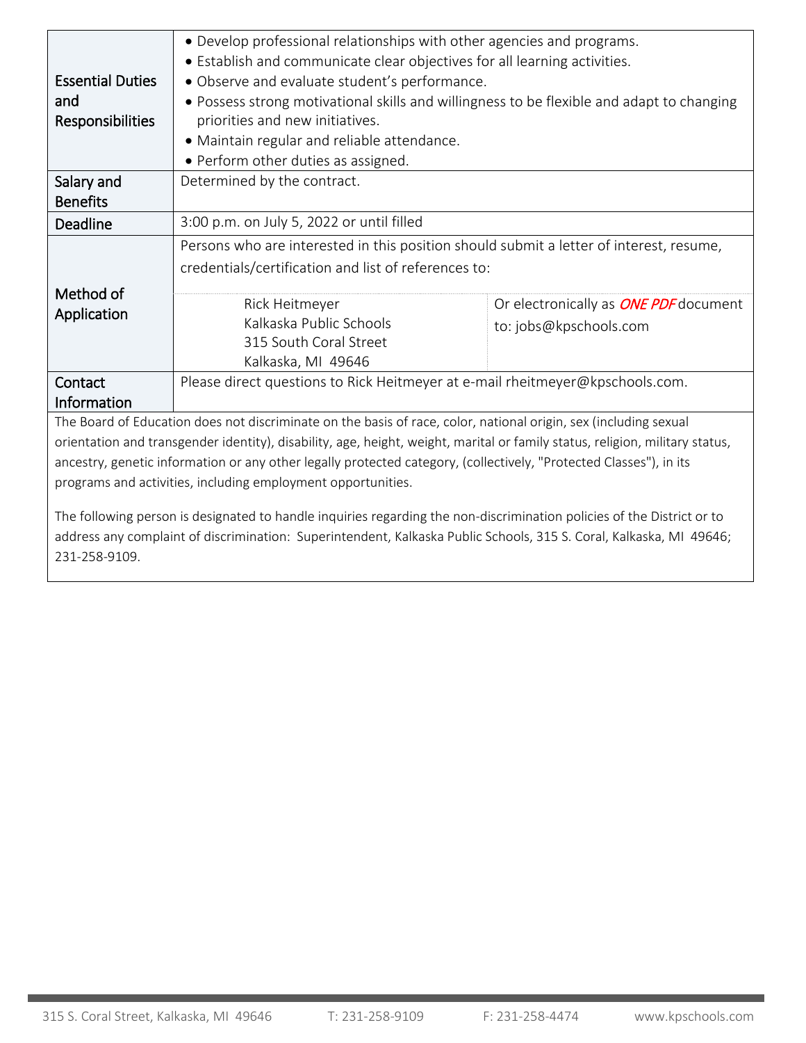| | |
|---|---|
| Essential Duties and Responsibilities | • Develop professional relationships with other agencies and programs.<br>• Establish and communicate clear objectives for all learning activities.<br>• Observe and evaluate student's performance.<br>• Possess strong motivational skills and willingness to be flexible and adapt to changing priorities and new initiatives.<br>• Maintain regular and reliable attendance.<br>• Perform other duties as assigned. |
| Salary and Benefits | Determined by the contract. |
| Deadline | 3:00 p.m. on July 5, 2022 or until filled |
| Method of Application | Persons who are interested in this position should submit a letter of interest, resume, credentials/certification and list of references to:<br><br>Rick Heitmeyer<br>Kalkaska Public Schools<br>315 South Coral Street<br>Kalkaska, MI 49646<br><br>Or electronically as ***ONE PDF*** document to: jobs@kpschools.com |
| Contact Information | Please direct questions to Rick Heitmeyer at e-mail rheitmeyer@kpschools.com. |

The Board of Education does not discriminate on the basis of race, color, national origin, sex (including sexual orientation and transgender identity), disability, age, height, weight, marital or family status, religion, military status, ancestry, genetic information or any other legally protected category, (collectively, "Protected Classes"), in its programs and activities, including employment opportunities.

The following person is designated to handle inquiries regarding the non-discrimination policies of the District or to address any complaint of discrimination: Superintendent, Kalkaska Public Schools, 315 S. Coral, Kalkaska, MI 49646; 231-258-9109.